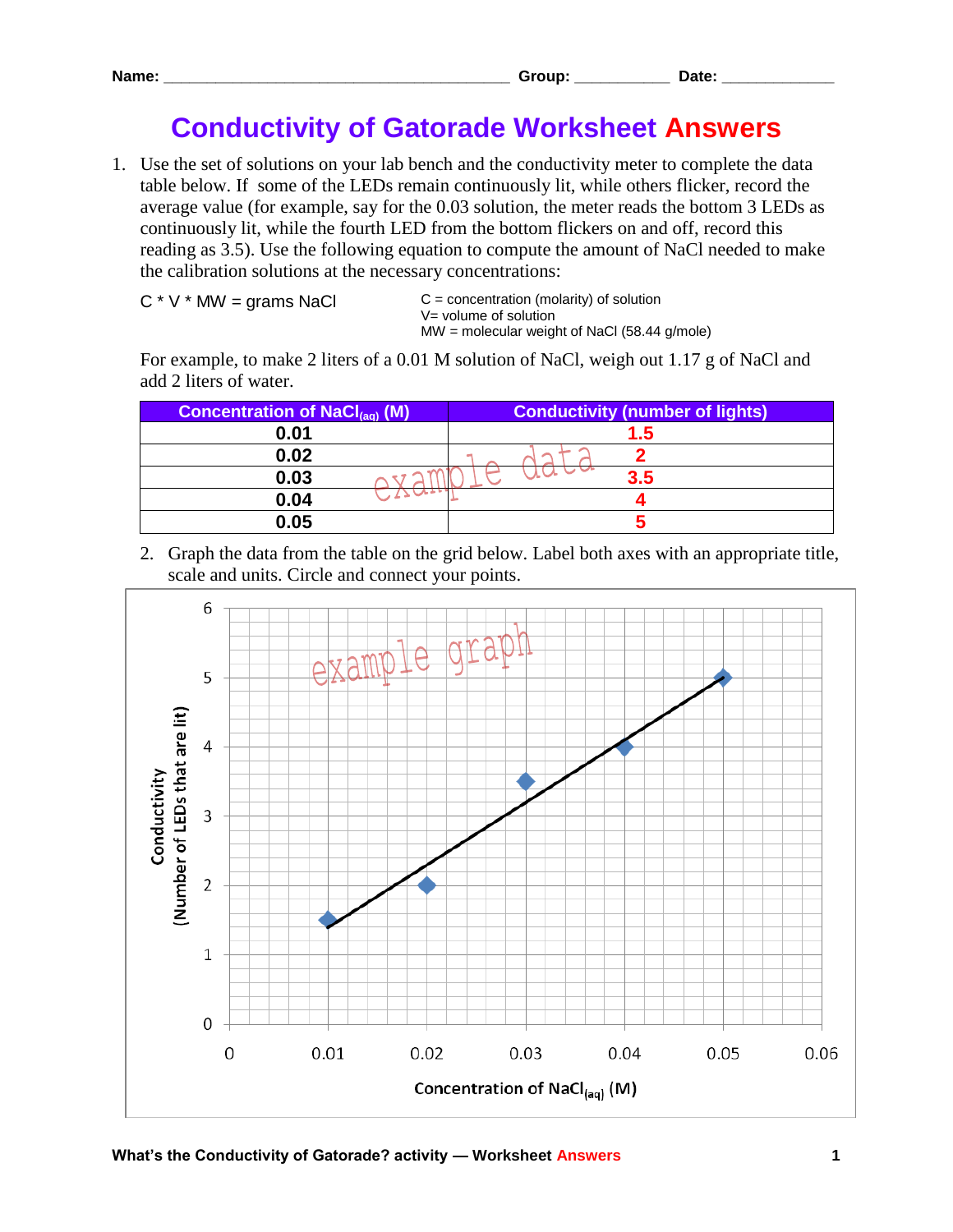Name: ________________________________________ Group: ___________ Date: _____________

# Conductivity of Gatorade Worksheet Answers

1. Use the set of solutions on your lab bench and the conductivity meter to complete the data table below. If some of the LEDs remain continuously lit, while others flicker, record the average value (for example, say for the 0.03 solution, the meter reads the bottom 3 LEDs as continuously lit, while the fourth LED from the bottom flickers on and off, record this reading as 3.5). Use the following equation to compute the amount of NaCl needed to make the calibration solutions at the necessary concentrations:

   C * V * MW = grams NaCl

   C = concentration (molarity) of solution
   V= volume of solution
   MW = molecular weight of NaCl (58.44 g/mole)

   For example, to make 2 liters of a 0.01 M solution of NaCl, weigh out 1.17 g of NaCl and add 2 liters of water.

| Concentration of $NaCl_{(aq)}$ (M) | Conductivity (number of lights) |
|---|---|
| 0.01 | 1.5 |
| 0.02 | 2 |
| 0.03 | 3.5 |
| 0.04 | 4 |
| 0.05 | 5 |

*example data*

2. Graph the data from the table on the grid below. Label both axes with an appropriate title, scale and units. Circle and connect your points.

*example graph*

Conductivity (Number of LEDs that are lit)

Concentration of $NaCl_{(aq)}$ (M)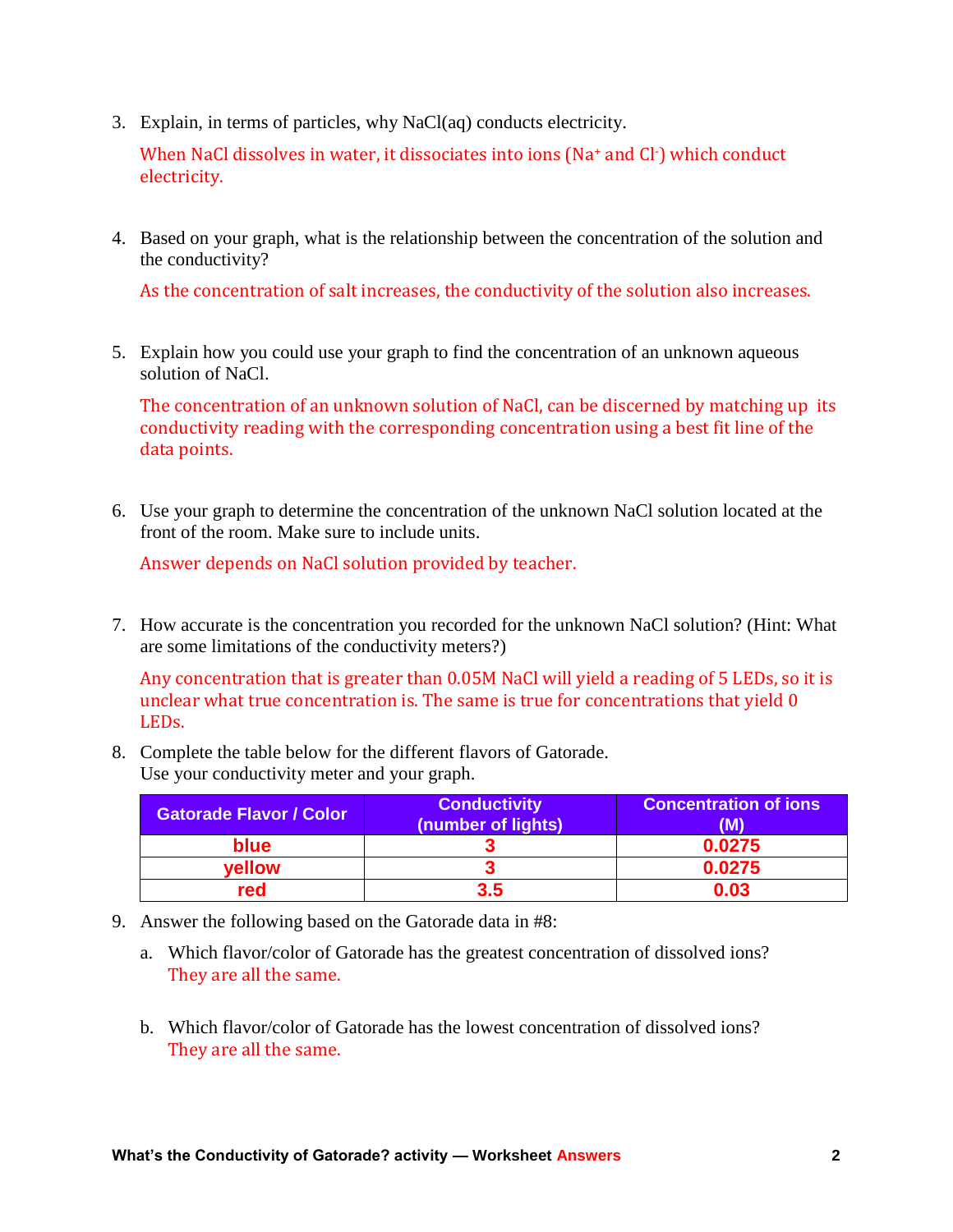3. Explain, in terms of particles, why NaCl(aq) conducts electricity.

   When NaCl dissolves in water, it dissociates into ions ($Na^+$ and $Cl^-$) which conduct electricity.

4. Based on your graph, what is the relationship between the concentration of the solution and the conductivity?

   As the concentration of salt increases, the conductivity of the solution also increases.

5. Explain how you could use your graph to find the concentration of an unknown aqueous solution of NaCl.

   The concentration of an unknown solution of NaCl, can be discerned by matching up its conductivity reading with the corresponding concentration using a best fit line of the data points.

6. Use your graph to determine the concentration of the unknown NaCl solution located at the front of the room. Make sure to include units.

   Answer depends on NaCl solution provided by teacher.

7. How accurate is the concentration you recorded for the unknown NaCl solution? (Hint: What are some limitations of the conductivity meters?)

   Any concentration that is greater than 0.05M NaCl will yield a reading of 5 LEDs, so it is unclear what true concentration is. The same is true for concentrations that yield 0 LEDs.

8. Complete the table below for the different flavors of Gatorade.
   Use your conductivity meter and your graph.

| Gatorade Flavor / Color | Conductivity (number of lights) | Concentration of ions (M) |
| --- | --- | --- |
| blue | 3 | 0.0275 |
| yellow | 3 | 0.0275 |
| red | 3.5 | 0.03 |

9. Answer the following based on the Gatorade data in #8:

   a. Which flavor/color of Gatorade has the greatest concentration of dissolved ions?
      They are all the same.

   b. Which flavor/color of Gatorade has the lowest concentration of dissolved ions?
      They are all the same.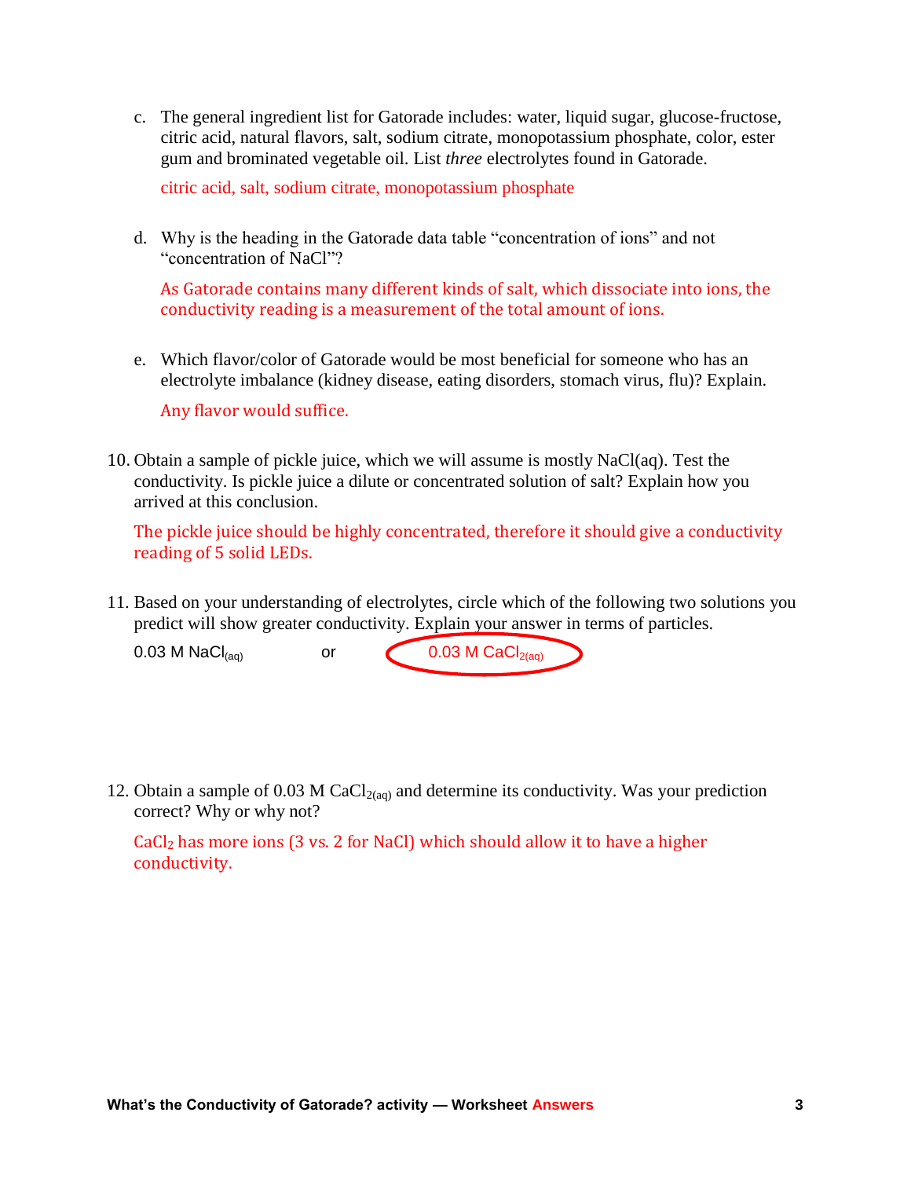c. The general ingredient list for Gatorade includes: water, liquid sugar, glucose-fructose, citric acid, natural flavors, salt, sodium citrate, monopotassium phosphate, color, ester gum and brominated vegetable oil. List *three* electrolytes found in Gatorade.

citric acid, salt, sodium citrate, monopotassium phosphate

d. Why is the heading in the Gatorade data table "concentration of ions" and not "concentration of NaCl"?

As Gatorade contains many different kinds of salt, which dissociate into ions, the conductivity reading is a measurement of the total amount of ions.

e. Which flavor/color of Gatorade would be most beneficial for someone who has an electrolyte imbalance (kidney disease, eating disorders, stomach virus, flu)? Explain.

Any flavor would suffice.

10. Obtain a sample of pickle juice, which we will assume is mostly NaCl(aq). Test the conductivity. Is pickle juice a dilute or concentrated solution of salt? Explain how you arrived at this conclusion.

The pickle juice should be highly concentrated, therefore it should give a conductivity reading of 5 solid LEDs.

11. Based on your understanding of electrolytes, circle which of the following two solutions you predict will show greater conductivity. Explain your answer in terms of particles.

0.03 M $NaCl_{(aq)}$ or **0.03 M $CaCl_{2(aq)}$** (circled)

12. Obtain a sample of 0.03 M $CaCl_{2(aq)}$ and determine its conductivity. Was your prediction correct? Why or why not?

$CaCl_2$ has more ions (3 vs. 2 for NaCl) which should allow it to have a higher conductivity.